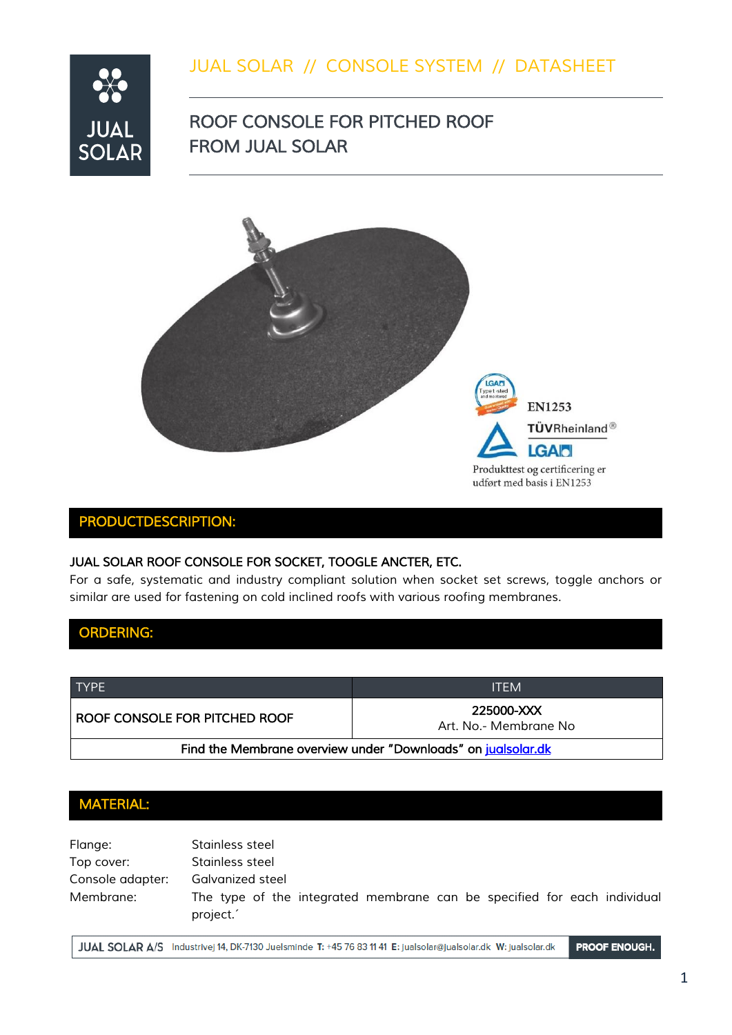# JUAL SOLAR // CONSOLE SYSTEM // DATASHEET

## ROOF CONSOLE FOR PITCHED ROOF FROM JUAL SOLAR

EN1253

TÜVRheinland®

LGA

Produkttest og certificering er udført med basis i EN1253

## PRODUCTDESCRIPTION:

JUAL SOLAR ROOF CONSOLE FOR SOCKET, TOOGLE ANCTER, ETC.

For a safe, systematic and industry compliant solution when socket set screws, toggle anchors or similar are used for fastening on cold inclined roofs with various roofing membranes.

## ORDERING:

| TYPE | ITEM |
|---|---|
| ROOF CONSOLE FOR PITCHED ROOF | 225000-XXX<br>Art. No.- Membrane No |
| Find the Membrane overview under "Downloads" on jualsolar.dk | |

## MATERIAL:

Flange: Stainless steel
Top cover: Stainless steel
Console adapter: Galvanized steel
Membrane: The type of the integrated membrane can be specified for each individual project.´

JUAL SOLAR A/S Industrivej 14, DK-7130 Juelsminde **T:** +45 76 83 11 41 **E:** jualsolar@jualsolar.dk **W:** jualsolar.dk **PROOF ENOUGH.**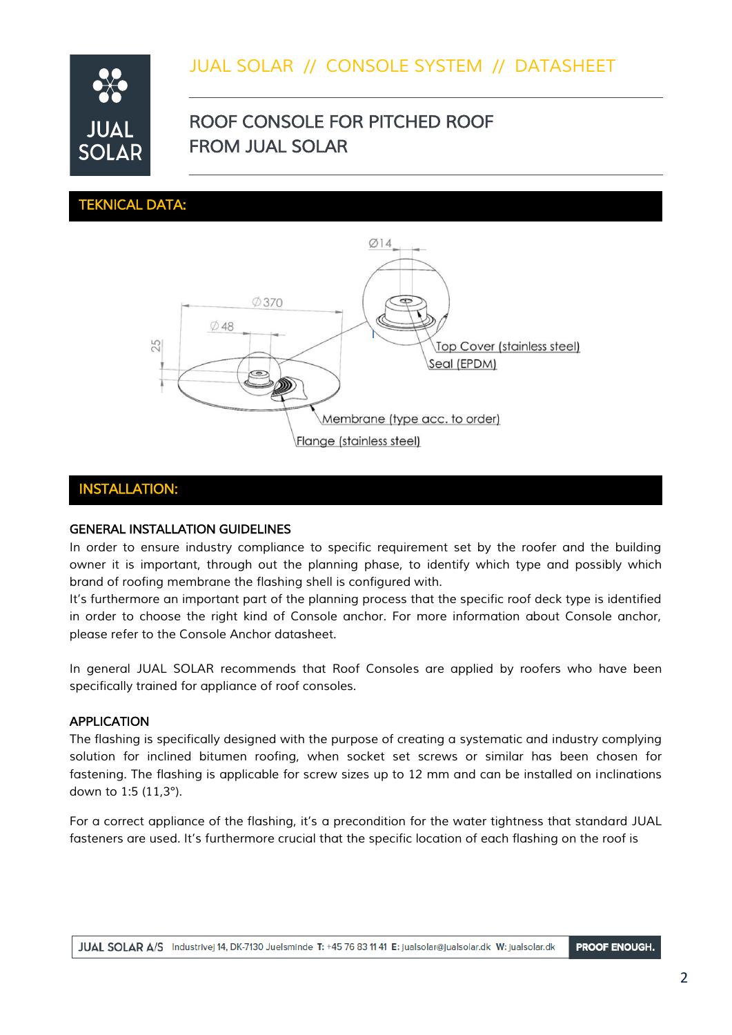# JUAL SOLAR // CONSOLE SYSTEM // DATASHEET

## ROOF CONSOLE FOR PITCHED ROOF FROM JUAL SOLAR

## TEKNICAL DATA:

Ø14

Ø370

Ø48

25

Top Cover (stainless steel)

Seal (EPDM)

Membrane (type acc. to order)

Flange (stainless steel)

## INSTALLATION:

### GENERAL INSTALLATION GUIDELINES

In order to ensure industry compliance to specific requirement set by the roofer and the building owner it is important, through out the planning phase, to identify which type and possibly which brand of roofing membrane the flashing shell is configured with.
It's furthermore an important part of the planning process that the specific roof deck type is identified in order to choose the right kind of Console anchor. For more information about Console anchor, please refer to the Console Anchor datasheet.

In general JUAL SOLAR recommends that Roof Consoles are applied by roofers who have been specifically trained for appliance of roof consoles.

### APPLICATION

The flashing is specifically designed with the purpose of creating a systematic and industry complying solution for inclined bitumen roofing, when socket set screws or similar has been chosen for fastening. The flashing is applicable for screw sizes up to 12 mm and can be installed on inclinations down to 1:5 (11,3°).

For a correct appliance of the flashing, it's a precondition for the water tightness that standard JUAL fasteners are used. It's furthermore crucial that the specific location of each flashing on the roof is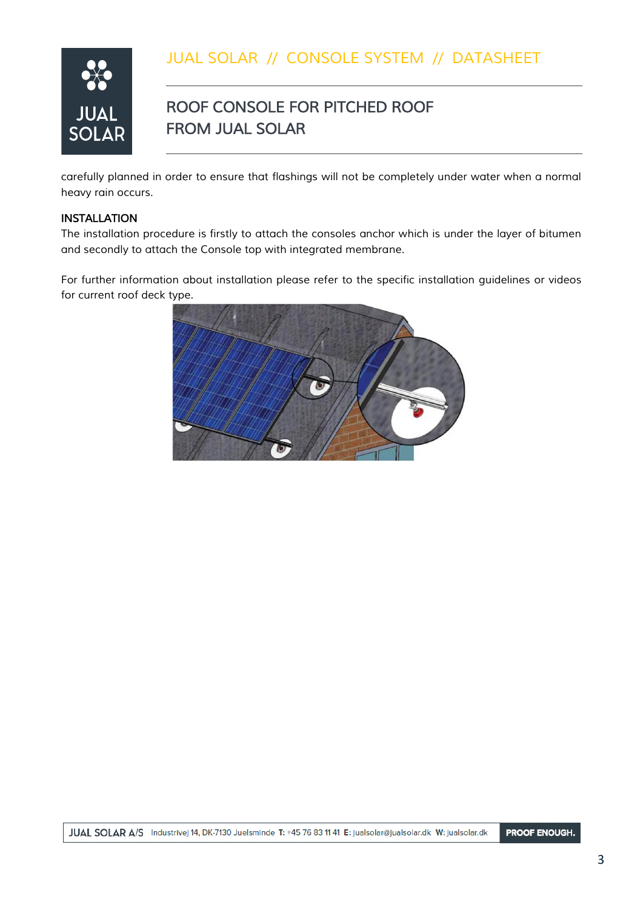carefully planned in order to ensure that flashings will not be completely under water when a normal heavy rain occurs.

**INSTALLATION**

The installation procedure is firstly to attach the consoles anchor which is under the layer of bitumen and secondly to attach the Console top with integrated membrane.

For further information about installation please refer to the specific installation guidelines or videos for current roof deck type.